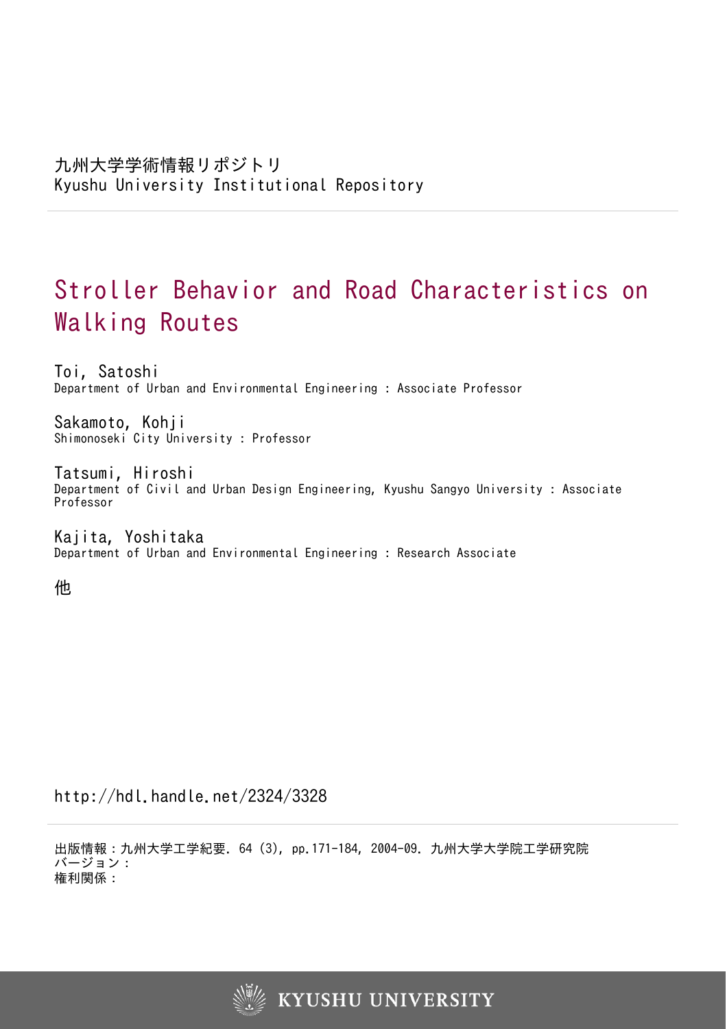九州大学学術情報リポジトリ
Kyushu University Institutional Repository

# Stroller Behavior and Road Characteristics on Walking Routes

**Toi, Satoshi**
Department of Urban and Environmental Engineering : Associate Professor

**Sakamoto, Kohji**
Shimonoseki City University : Professor

**Tatsumi, Hiroshi**
Department of Civil and Urban Design Engineering, Kyushu Sangyo University : Associate Professor

**Kajita, Yoshitaka**
Department of Urban and Environmental Engineering : Research Associate

他

http://hdl.handle.net/2324/3328

出版情報：九州大学工学紀要. 64 (3), pp.171-184, 2004-09. 九州大学大学院工学研究院
バージョン：
権利関係：

KYUSHU UNIVERSITY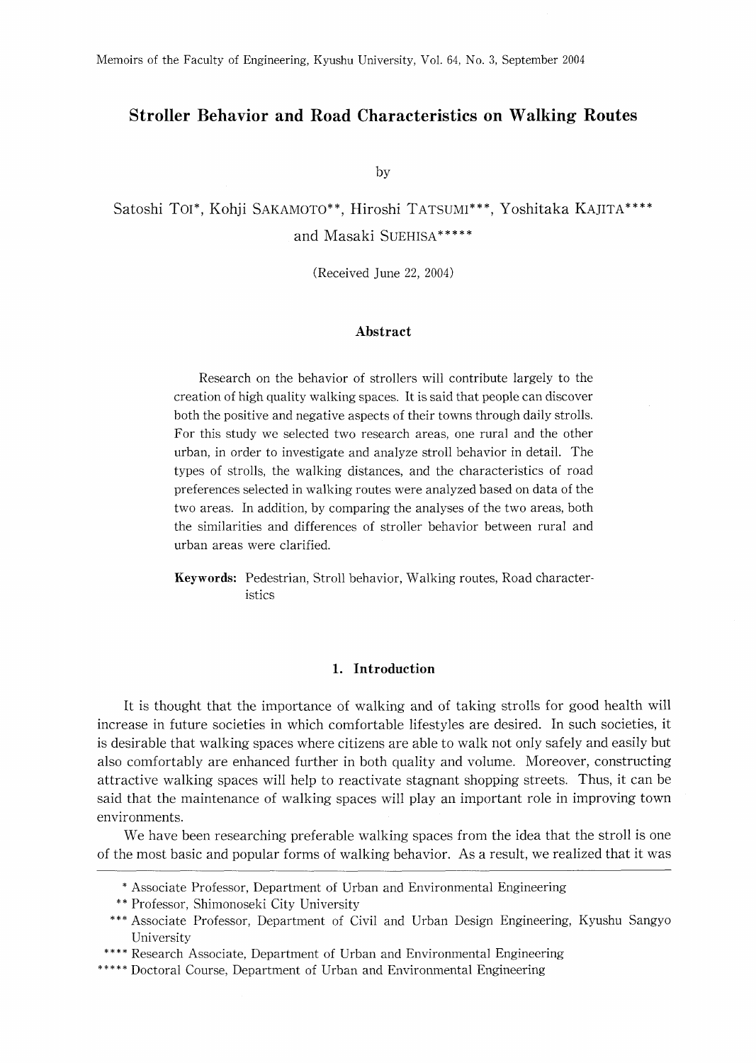# Stroller Behavior and Road Characteristics on Walking Routes

by

Satoshi TOI*, Kohji SAKAMOTO**, Hiroshi TATSUMI***, Yoshitaka KAJITA****
and Masaki SUEHISA*****

(Received June 22, 2004)

## Abstract

Research on the behavior of strollers will contribute largely to the creation of high quality walking spaces. It is said that people can discover both the positive and negative aspects of their towns through daily strolls. For this study we selected two research areas, one rural and the other urban, in order to investigate and analyze stroll behavior in detail. The types of strolls, the walking distances, and the characteristics of road preferences selected in walking routes were analyzed based on data of the two areas. In addition, by comparing the analyses of the two areas, both the similarities and differences of stroller behavior between rural and urban areas were clarified.

**Keywords:** Pedestrian, Stroll behavior, Walking routes, Road characteristics

## 1. Introduction

It is thought that the importance of walking and of taking strolls for good health will increase in future societies in which comfortable lifestyles are desired. In such societies, it is desirable that walking spaces where citizens are able to walk not only safely and easily but also comfortably are enhanced further in both quality and volume. Moreover, constructing attractive walking spaces will help to reactivate stagnant shopping streets. Thus, it can be said that the maintenance of walking spaces will play an important role in improving town environments.

We have been researching preferable walking spaces from the idea that the stroll is one of the most basic and popular forms of walking behavior. As a result, we realized that it was

---

\* Associate Professor, Department of Urban and Environmental Engineering

\*\* Professor, Shimonoseki City University

\*\*\* Associate Professor, Department of Civil and Urban Design Engineering, Kyushu Sangyo University

\*\*\*\* Research Associate, Department of Urban and Environmental Engineering

\*\*\*\*\* Doctoral Course, Department of Urban and Environmental Engineering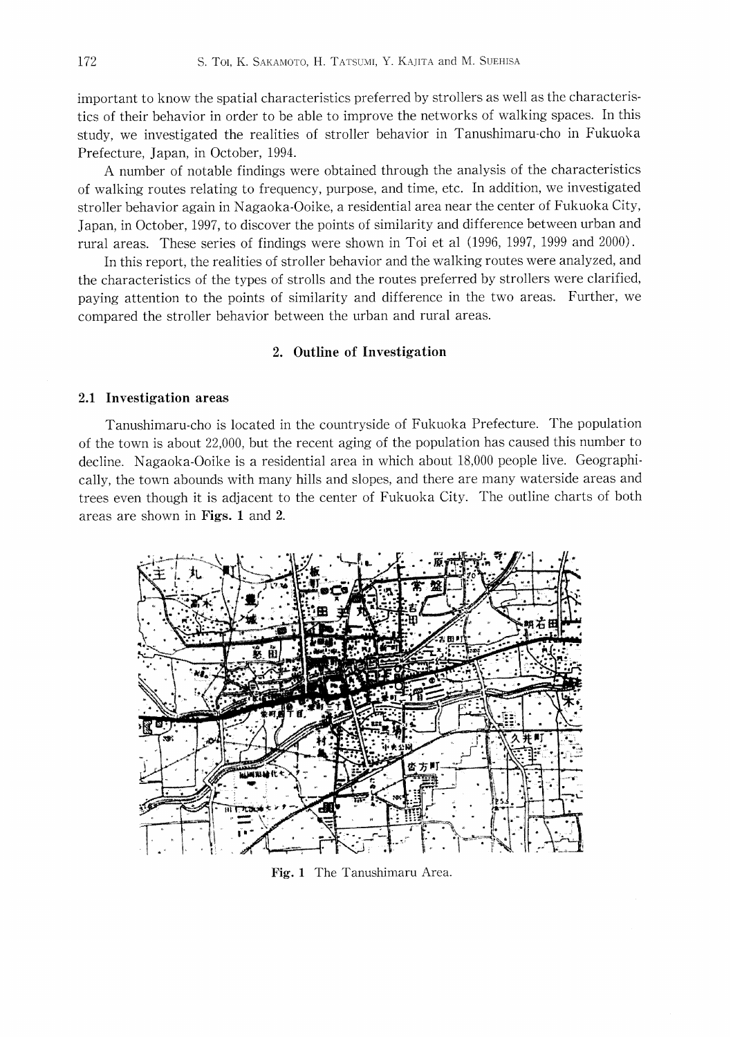important to know the spatial characteristics preferred by strollers as well as the characteristics of their behavior in order to be able to improve the networks of walking spaces. In this study, we investigated the realities of stroller behavior in Tanushimaru-cho in Fukuoka Prefecture, Japan, in October, 1994.

A number of notable findings were obtained through the analysis of the characteristics of walking routes relating to frequency, purpose, and time, etc. In addition, we investigated stroller behavior again in Nagaoka-Ooike, a residential area near the center of Fukuoka City, Japan, in October, 1997, to discover the points of similarity and difference between urban and rural areas. These series of findings were shown in Toi et al (1996, 1997, 1999 and 2000).

In this report, the realities of stroller behavior and the walking routes were analyzed, and the characteristics of the types of strolls and the routes preferred by strollers were clarified, paying attention to the points of similarity and difference in the two areas. Further, we compared the stroller behavior between the urban and rural areas.

## 2. Outline of Investigation

### 2.1 Investigation areas

Tanushimaru-cho is located in the countryside of Fukuoka Prefecture. The population of the town is about 22,000, but the recent aging of the population has caused this number to decline. Nagaoka-Ooike is a residential area in which about 18,000 people live. Geographically, the town abounds with many hills and slopes, and there are many waterside areas and trees even though it is adjacent to the center of Fukuoka City. The outline charts of both areas are shown in **Figs. 1** and **2**.

**Fig. 1** The Tanushimaru Area.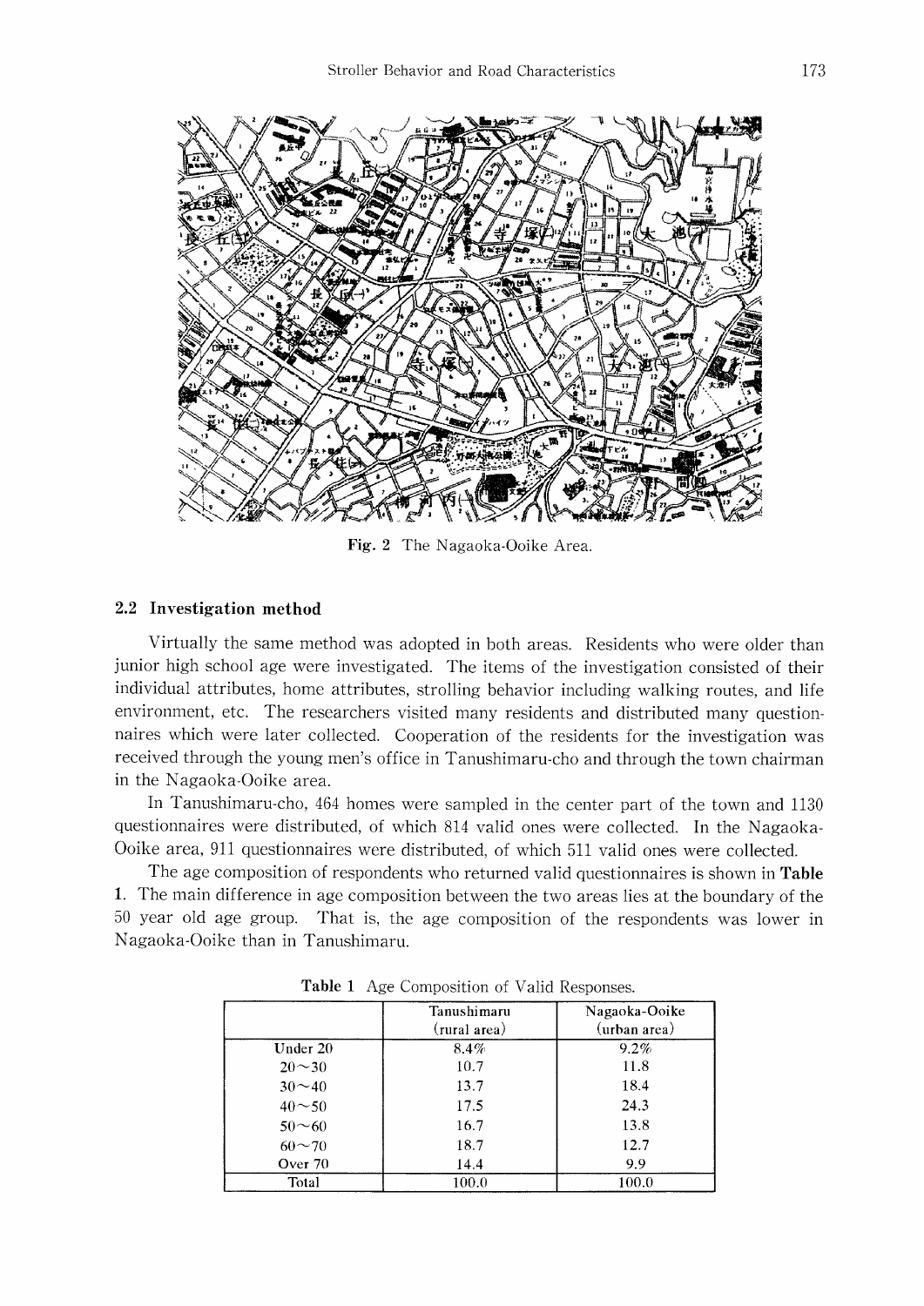Fig. 2 The Nagaoka-Ooike Area.

### 2.2 Investigation method

Virtually the same method was adopted in both areas. Residents who were older than junior high school age were investigated. The items of the investigation consisted of their individual attributes, home attributes, strolling behavior including walking routes, and life environment, etc. The researchers visited many residents and distributed many questionnaires which were later collected. Cooperation of the residents for the investigation was received through the young men's office in Tanushimaru-cho and through the town chairman in the Nagaoka-Ooike area.

In Tanushimaru-cho, 464 homes were sampled in the center part of the town and 1130 questionnaires were distributed, of which 814 valid ones were collected. In the Nagaoka-Ooike area, 911 questionnaires were distributed, of which 511 valid ones were collected.

The age composition of respondents who returned valid questionnaires is shown in **Table 1**. The main difference in age composition between the two areas lies at the boundary of the 50 year old age group. That is, the age composition of the respondents was lower in Nagaoka-Ooike than in Tanushimaru.

**Table 1** Age Composition of Valid Responses.

| | Tanushimaru (rural area) | Nagaoka-Ooike (urban area) |
|---|---|---|
| Under 20 | 8.4% | 9.2% |
| 20～30 | 10.7 | 11.8 |
| 30～40 | 13.7 | 18.4 |
| 40～50 | 17.5 | 24.3 |
| 50～60 | 16.7 | 13.8 |
| 60～70 | 18.7 | 12.7 |
| Over 70 | 14.4 | 9.9 |
| Total | 100.0 | 100.0 |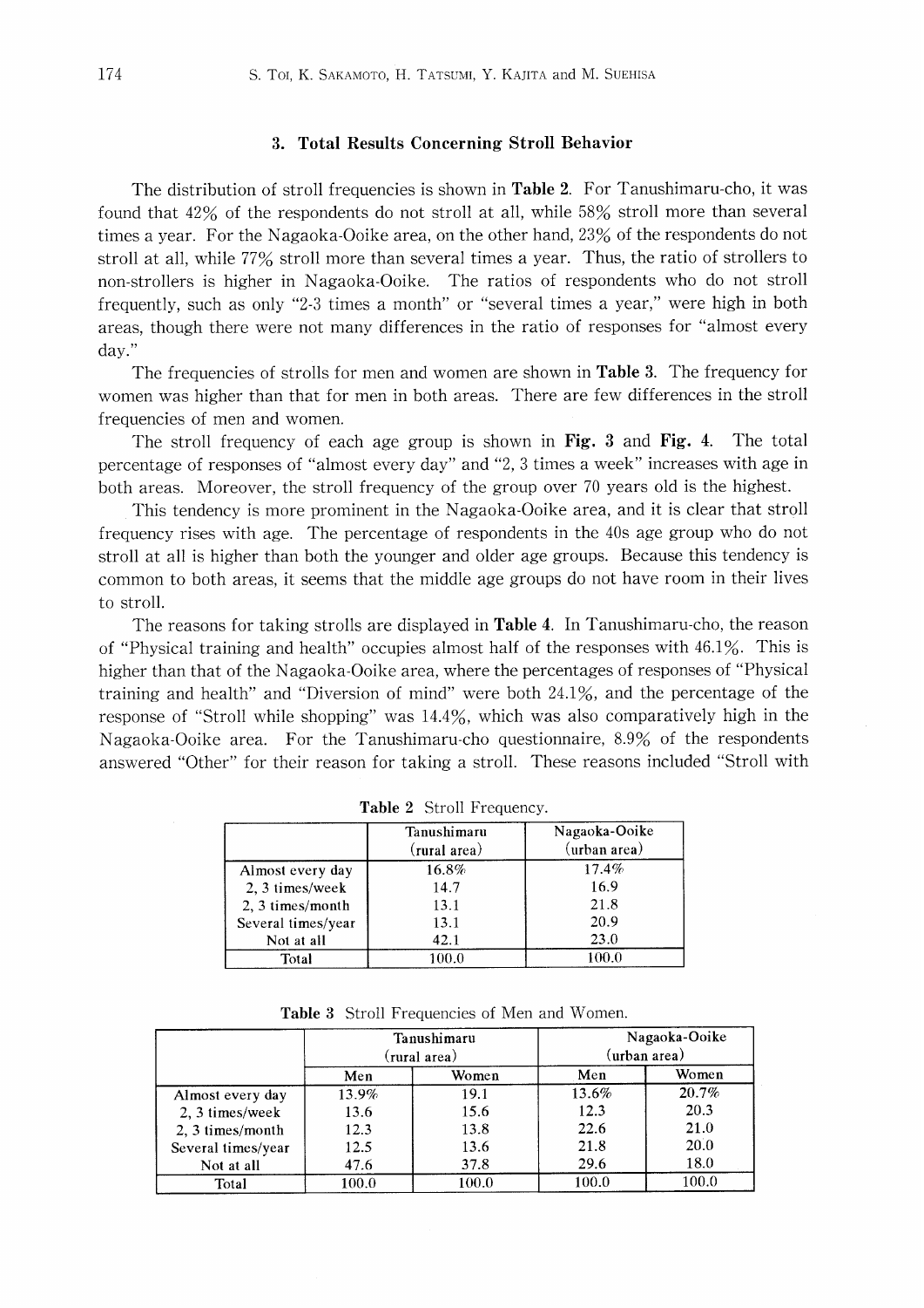### 3. Total Results Concerning Stroll Behavior

The distribution of stroll frequencies is shown in **Table 2**. For Tanushimaru-cho, it was found that 42% of the respondents do not stroll at all, while 58% stroll more than several times a year. For the Nagaoka-Ooike area, on the other hand, 23% of the respondents do not stroll at all, while 77% stroll more than several times a year. Thus, the ratio of strollers to non-strollers is higher in Nagaoka-Ooike. The ratios of respondents who do not stroll frequently, such as only "2-3 times a month" or "several times a year," were high in both areas, though there were not many differences in the ratio of responses for "almost every day."

The frequencies of strolls for men and women are shown in **Table 3**. The frequency for women was higher than that for men in both areas. There are few differences in the stroll frequencies of men and women.

The stroll frequency of each age group is shown in **Fig. 3** and **Fig. 4**. The total percentage of responses of "almost every day" and "2, 3 times a week" increases with age in both areas. Moreover, the stroll frequency of the group over 70 years old is the highest.

This tendency is more prominent in the Nagaoka-Ooike area, and it is clear that stroll frequency rises with age. The percentage of respondents in the 40s age group who do not stroll at all is higher than both the younger and older age groups. Because this tendency is common to both areas, it seems that the middle age groups do not have room in their lives to stroll.

The reasons for taking strolls are displayed in **Table 4**. In Tanushimaru-cho, the reason of "Physical training and health" occupies almost half of the responses with 46.1%. This is higher than that of the Nagaoka-Ooike area, where the percentages of responses of "Physical training and health" and "Diversion of mind" were both 24.1%, and the percentage of the response of "Stroll while shopping" was 14.4%, which was also comparatively high in the Nagaoka-Ooike area. For the Tanushimaru-cho questionnaire, 8.9% of the respondents answered "Other" for their reason for taking a stroll. These reasons included "Stroll with

**Table 2** Stroll Frequency.

| | Tanushimaru (rural area) | Nagaoka-Ooike (urban area) |
|---|---|---|
| Almost every day | 16.8% | 17.4% |
| 2, 3 times/week | 14.7 | 16.9 |
| 2, 3 times/month | 13.1 | 21.8 |
| Several times/year | 13.1 | 20.9 |
| Not at all | 42.1 | 23.0 |
| Total | 100.0 | 100.0 |

**Table 3** Stroll Frequencies of Men and Women.

| | Tanushimaru (rural area) | | Nagaoka-Ooike (urban area) | |
|---|---|---|---|---|
| | Men | Women | Men | Women |
| Almost every day | 13.9% | 19.1 | 13.6% | 20.7% |
| 2, 3 times/week | 13.6 | 15.6 | 12.3 | 20.3 |
| 2, 3 times/month | 12.3 | 13.8 | 22.6 | 21.0 |
| Several times/year | 12.5 | 13.6 | 21.8 | 20.0 |
| Not at all | 47.6 | 37.8 | 29.6 | 18.0 |
| Total | 100.0 | 100.0 | 100.0 | 100.0 |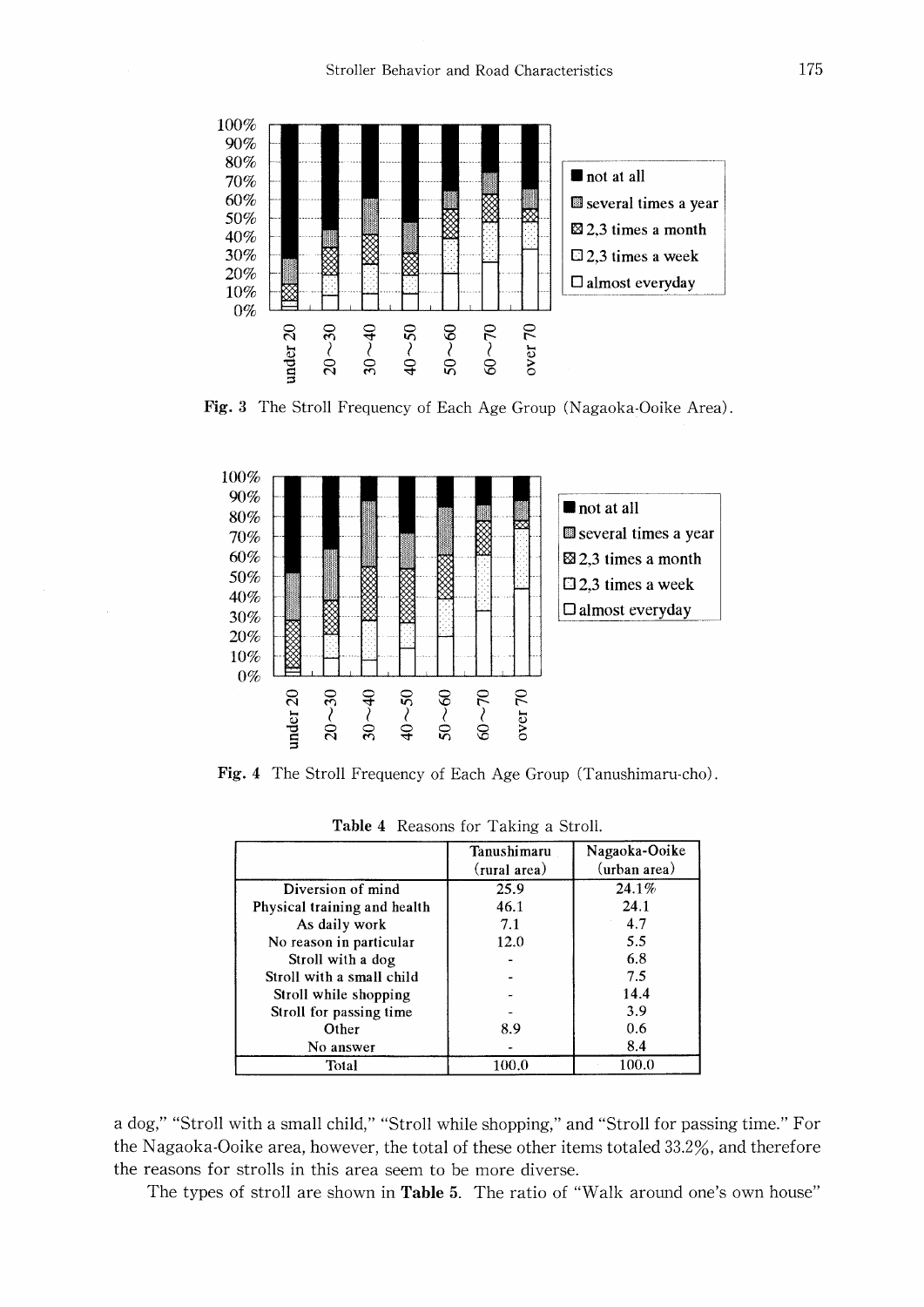100%
90%
80%
70%
60%
50%
40%
30%
20%
10%
0%

under 20
20～30
30～40
40～50
50～60
60～70
over 70

■ not at all
▩ several times a year
⊠ 2,3 times a month
□ 2,3 times a week
□ almost everyday

**Fig. 3** The Stroll Frequency of Each Age Group (Nagaoka-Ooike Area).

100%
90%
80%
70%
60%
50%
40%
30%
20%
10%
0%

under 20
20～30
30～40
40～50
50～60
60～70
over 70

■ not at all
▩ several times a year
⊠ 2,3 times a month
□ 2,3 times a week
□ almost everyday

**Fig. 4** The Stroll Frequency of Each Age Group (Tanushimaru-cho).

**Table 4** Reasons for Taking a Stroll.

| | Tanushimaru (rural area) | Nagaoka-Ooike (urban area) |
|---|---|---|
| Diversion of mind | 25.9 | 24.1% |
| Physical training and health | 46.1 | 24.1 |
| As daily work | 7.1 | 4.7 |
| No reason in particular | 12.0 | 5.5 |
| Stroll with a dog | - | 6.8 |
| Stroll with a small child | - | 7.5 |
| Stroll while shopping | - | 14.4 |
| Stroll for passing time | - | 3.9 |
| Other | 8.9 | 0.6 |
| No answer | - | 8.4 |
| Total | 100.0 | 100.0 |

a dog," "Stroll with a small child," "Stroll while shopping," and "Stroll for passing time." For the Nagaoka-Ooike area, however, the total of these other items totaled 33.2%, and therefore the reasons for strolls in this area seem to be more diverse.

The types of stroll are shown in **Table 5**. The ratio of "Walk around one's own house"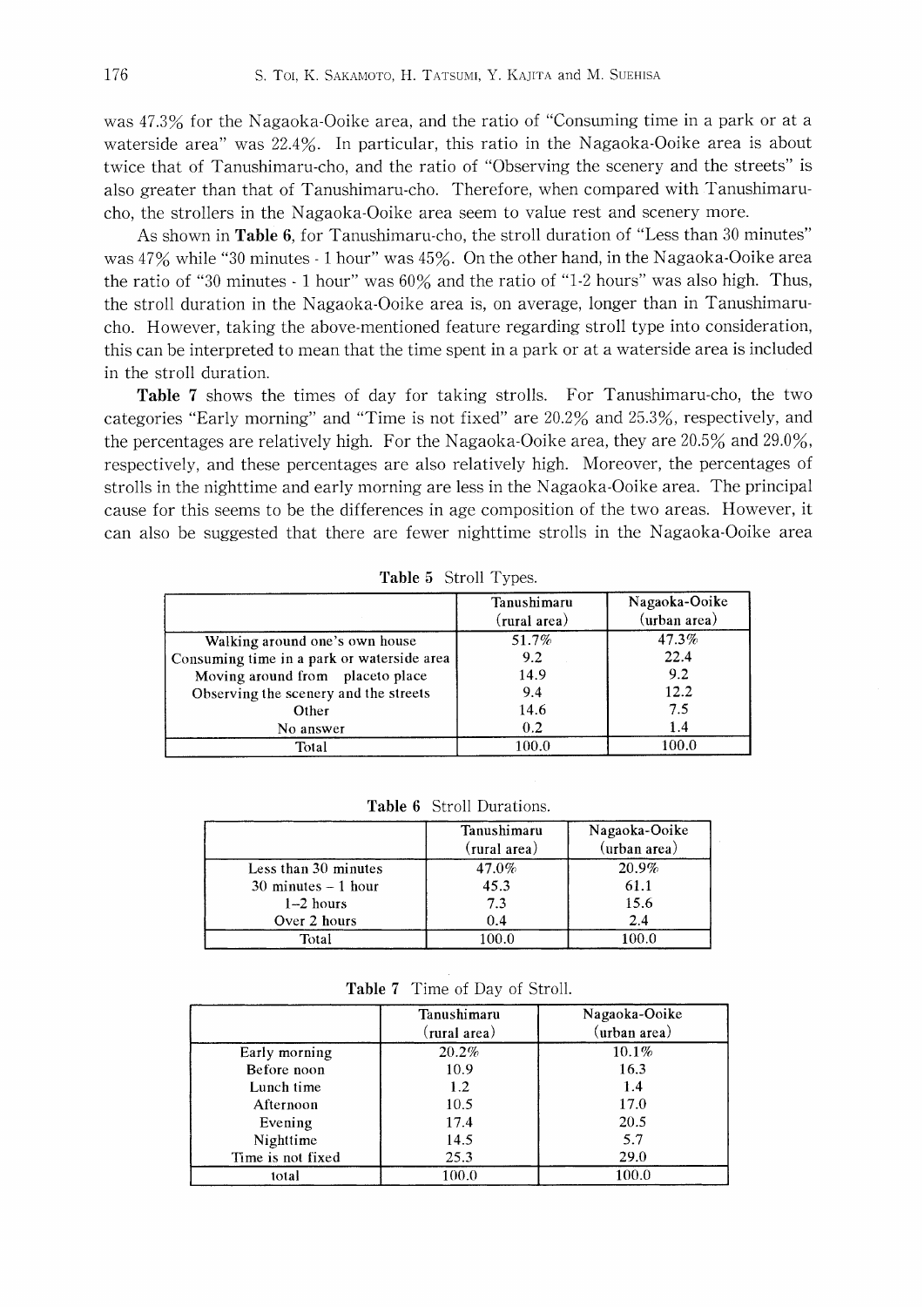was 47.3% for the Nagaoka-Ooike area, and the ratio of "Consuming time in a park or at a waterside area" was 22.4%. In particular, this ratio in the Nagaoka-Ooike area is about twice that of Tanushimaru-cho, and the ratio of "Observing the scenery and the streets" is also greater than that of Tanushimaru-cho. Therefore, when compared with Tanushimaru-cho, the strollers in the Nagaoka-Ooike area seem to value rest and scenery more.

As shown in **Table 6**, for Tanushimaru-cho, the stroll duration of "Less than 30 minutes" was 47% while "30 minutes - 1 hour" was 45%. On the other hand, in the Nagaoka-Ooike area the ratio of "30 minutes - 1 hour" was 60% and the ratio of "1-2 hours" was also high. Thus, the stroll duration in the Nagaoka-Ooike area is, on average, longer than in Tanushimaru-cho. However, taking the above-mentioned feature regarding stroll type into consideration, this can be interpreted to mean that the time spent in a park or at a waterside area is included in the stroll duration.

**Table 7** shows the times of day for taking strolls. For Tanushimaru-cho, the two categories "Early morning" and "Time is not fixed" are 20.2% and 25.3%, respectively, and the percentages are relatively high. For the Nagaoka-Ooike area, they are 20.5% and 29.0%, respectively, and these percentages are also relatively high. Moreover, the percentages of strolls in the nighttime and early morning are less in the Nagaoka-Ooike area. The principal cause for this seems to be the differences in age composition of the two areas. However, it can also be suggested that there are fewer nighttime strolls in the Nagaoka-Ooike area

**Table 5** Stroll Types.

| | Tanushimaru (rural area) | Nagaoka-Ooike (urban area) |
|---|---|---|
| Walking around one's own house | 51.7% | 47.3% |
| Consuming time in a park or waterside area | 9.2 | 22.4 |
| Moving around from placeto place | 14.9 | 9.2 |
| Observing the scenery and the streets | 9.4 | 12.2 |
| Other | 14.6 | 7.5 |
| No answer | 0.2 | 1.4 |
| Total | 100.0 | 100.0 |

**Table 6** Stroll Durations.

| | Tanushimaru (rural area) | Nagaoka-Ooike (urban area) |
|---|---|---|
| Less than 30 minutes | 47.0% | 20.9% |
| 30 minutes – 1 hour | 45.3 | 61.1 |
| 1–2 hours | 7.3 | 15.6 |
| Over 2 hours | 0.4 | 2.4 |
| Total | 100.0 | 100.0 |

**Table 7** Time of Day of Stroll.

| | Tanushimaru (rural area) | Nagaoka-Ooike (urban area) |
|---|---|---|
| Early morning | 20.2% | 10.1% |
| Before noon | 10.9 | 16.3 |
| Lunch time | 1.2 | 1.4 |
| Afternoon | 10.5 | 17.0 |
| Evening | 17.4 | 20.5 |
| Nighttime | 14.5 | 5.7 |
| Time is not fixed | 25.3 | 29.0 |
| total | 100.0 | 100.0 |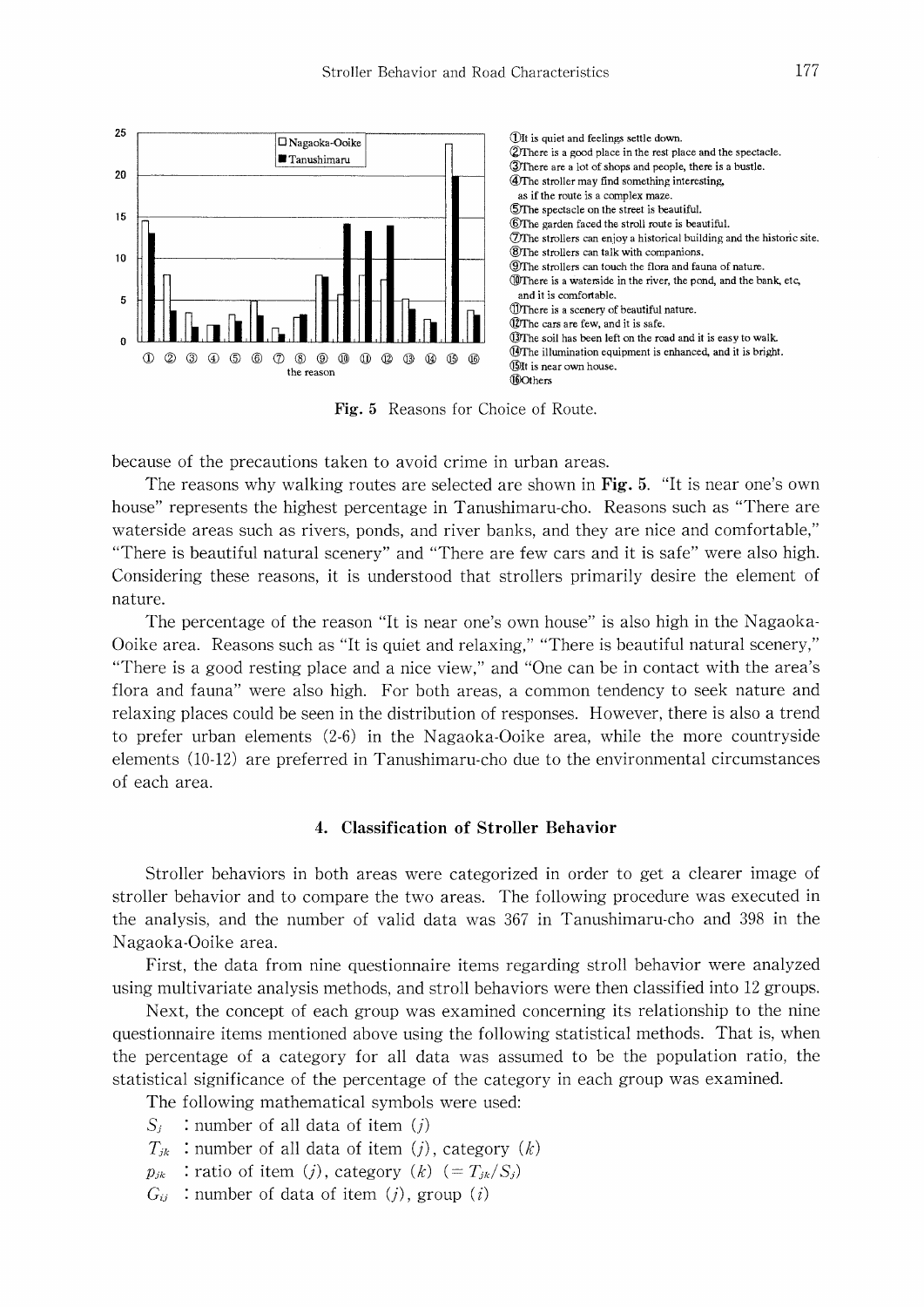25
20
15
10
5
0

□ Nagaoka-Ooike
■ Tanushimaru

① ② ③ ④ ⑤ ⑥ ⑦ ⑧ ⑨ ⑩ ⑪ ⑫ ⑬ ⑭ ⑮ ⑯
the reason

①It is quiet and feelings settle down.
②There is a good place in the rest place and the spectacle.
③There are a lot of shops and people, there is a bustle.
④The stroller may find something interesting, as if the route is a complex maze.
⑤The spectacle on the street is beautiful.
⑥The garden faced the stroll route is beautiful.
⑦The strollers can enjoy a historical building and the historic site.
⑧The strollers can talk with companions.
⑨The strollers can touch the flora and fauna of nature.
⑩There is a waterside in the river, the pond, and the bank, etc, and it is comfortable.
⑪There is a scenery of beautiful nature.
⑫The cars are few, and it is safe.
⑬The soil has been left on the road and it is easy to walk.
⑭The illumination equipment is enhanced, and it is bright.
⑮It is near own house.
⑯Others

**Fig. 5** Reasons for Choice of Route.

because of the precautions taken to avoid crime in urban areas.

The reasons why walking routes are selected are shown in **Fig. 5**. "It is near one's own house" represents the highest percentage in Tanushimaru-cho. Reasons such as "There are waterside areas such as rivers, ponds, and river banks, and they are nice and comfortable," "There is beautiful natural scenery" and "There are few cars and it is safe" were also high. Considering these reasons, it is understood that strollers primarily desire the element of nature.

The percentage of the reason "It is near one's own house" is also high in the Nagaoka-Ooike area. Reasons such as "It is quiet and relaxing," "There is beautiful natural scenery," "There is a good resting place and a nice view," and "One can be in contact with the area's flora and fauna" were also high. For both areas, a common tendency to seek nature and relaxing places could be seen in the distribution of responses. However, there is also a trend to prefer urban elements (2-6) in the Nagaoka-Ooike area, while the more countryside elements (10-12) are preferred in Tanushimaru-cho due to the environmental circumstances of each area.

## 4. Classification of Stroller Behavior

Stroller behaviors in both areas were categorized in order to get a clearer image of stroller behavior and to compare the two areas. The following procedure was executed in the analysis, and the number of valid data was 367 in Tanushimaru-cho and 398 in the Nagaoka-Ooike area.

First, the data from nine questionnaire items regarding stroll behavior were analyzed using multivariate analysis methods, and stroll behaviors were then classified into 12 groups.

Next, the concept of each group was examined concerning its relationship to the nine questionnaire items mentioned above using the following statistical methods. That is, when the percentage of a category for all data was assumed to be the population ratio, the statistical significance of the percentage of the category in each group was examined.

The following mathematical symbols were used:

$S_j$ : number of all data of item ($j$)

$T_{jk}$ : number of all data of item ($j$), category ($k$)

$p_{jk}$ : ratio of item ($j$), category ($k$) ($= T_{jk}/S_j$)

$G_{ij}$ : number of data of item ($j$), group ($i$)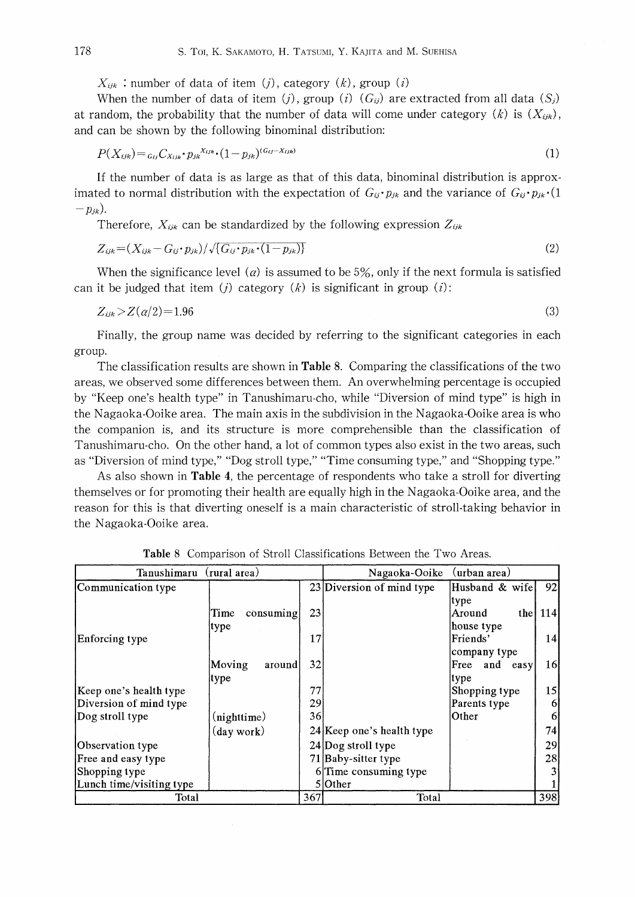$X_{ijk}$ : number of data of item $(j)$, category $(k)$, group $(i)$

When the number of data of item $(j)$, group $(i)$ $(G_{ij})$ are extracted from all data $(S_j)$ at random, the probability that the number of data will come under category $(k)$ is $(X_{ijk})$, and can be shown by the following binominal distribution:

$$P(X_{ijk}) = {}_{G_{ij}}C_{X_{ijk}} \cdot p_{jk}^{X_{ijk}} \cdot (1-p_{jk})^{(G_{ij}-X_{ijk})} \tag{1}$$

If the number of data is as large as that of this data, binominal distribution is approximated to normal distribution with the expectation of $G_{ij} \cdot p_{jk}$ and the variance of $G_{ij} \cdot p_{jk} \cdot (1-p_{jk})$.

Therefore, $X_{ijk}$ can be standardized by the following expression $Z_{ijk}$

$$Z_{ijk} = (X_{ijk} - G_{ij} \cdot p_{jk}) / \sqrt{\{G_{ij} \cdot p_{jk} \cdot (1-p_{jk})\}} \tag{2}$$

When the significance level $(\alpha)$ is assumed to be 5%, only if the next formula is satisfied can it be judged that item $(j)$ category $(k)$ is significant in group $(i)$:

$$Z_{ijk} > Z(\alpha/2) = 1.96 \tag{3}$$

Finally, the group name was decided by referring to the significant categories in each group.

The classification results are shown in **Table 8**. Comparing the classifications of the two areas, we observed some differences between them. An overwhelming percentage is occupied by "Keep one's health type" in Tanushimaru-cho, while "Diversion of mind type" is high in the Nagaoka-Ooike area. The main axis in the subdivision in the Nagaoka-Ooike area is who the companion is, and its structure is more comprehensible than the classification of Tanushimaru-cho. On the other hand, a lot of common types also exist in the two areas, such as "Diversion of mind type," "Dog stroll type," "Time consuming type," and "Shopping type."

As also shown in **Table 4**, the percentage of respondents who take a stroll for diverting themselves or for promoting their health are equally high in the Nagaoka-Ooike area, and the reason for this is that diverting oneself is a main characteristic of stroll-taking behavior in the Nagaoka-Ooike area.

**Table 8** Comparison of Stroll Classifications Between the Two Areas.

| Tanushimaru (rural area) | | | Nagaoka-Ooike (urban area) | | |
|---|---|---|---|---|---|
| Communication type | | 23 | Diversion of mind type | Husband & wife type | 92 |
| | Time consuming type | 23 | | Around the house type | 114 |
| Enforcing type | | 17 | | Friends' company type | 14 |
| | Moving around type | 32 | | Free and easy type | 16 |
| Keep one's health type | | 77 | | Shopping type | 15 |
| Diversion of mind type | | 29 | | Parents type | 6 |
| Dog stroll type | (nighttime) | 36 | | Other | 6 |
| | (day work) | 24 | Keep one's health type | | 74 |
| Observation type | | 24 | Dog stroll type | | 29 |
| Free and easy type | | 71 | Baby-sitter type | | 28 |
| Shopping type | | 6 | Time consuming type | | 3 |
| Lunch time/visiting type | | 5 | Other | | 1 |
| Total | | 367 | Total | | 398 |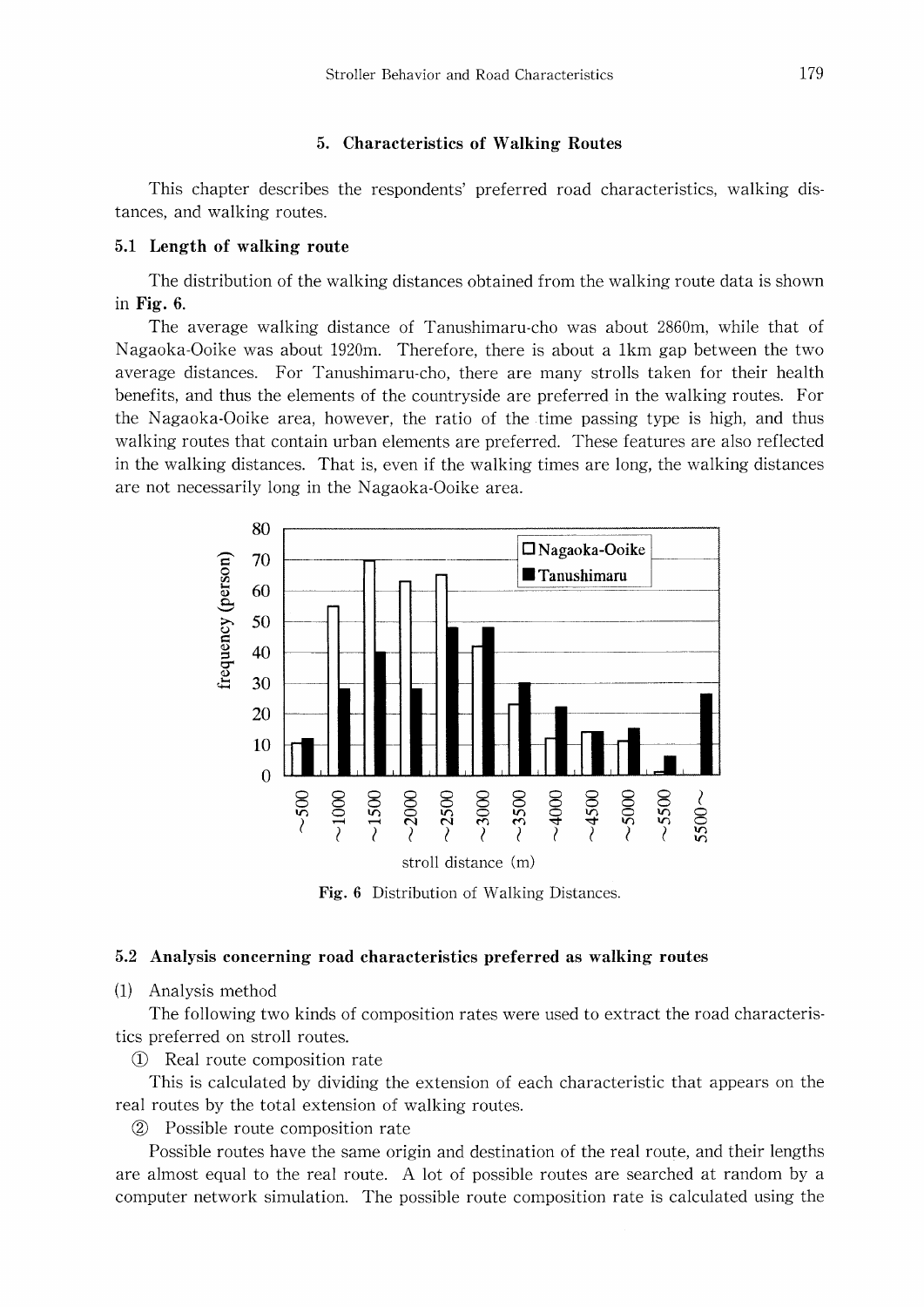## 5. Characteristics of Walking Routes

This chapter describes the respondents' preferred road characteristics, walking distances, and walking routes.

### 5.1 Length of walking route

The distribution of the walking distances obtained from the walking route data is shown in **Fig. 6**.

The average walking distance of Tanushimaru-cho was about 2860m, while that of Nagaoka-Ooike was about 1920m. Therefore, there is about a 1km gap between the two average distances. For Tanushimaru-cho, there are many strolls taken for their health benefits, and thus the elements of the countryside are preferred in the walking routes. For the Nagaoka-Ooike area, however, the ratio of the time passing type is high, and thus walking routes that contain urban elements are preferred. These features are also reflected in the walking distances. That is, even if the walking times are long, the walking distances are not necessarily long in the Nagaoka-Ooike area.

frequency (person)

80
70
60
50
40
30
20
10
0

□ Nagaoka-Ooike
■ Tanushimaru

~500
~1000
~1500
~2000
~2500
~3000
~3500
~4000
~4500
~5000
~5500
5500~

stroll distance (m)

**Fig. 6** Distribution of Walking Distances.

### 5.2 Analysis concerning road characteristics preferred as walking routes

(1) Analysis method

The following two kinds of composition rates were used to extract the road characteristics preferred on stroll routes.

① Real route composition rate

This is calculated by dividing the extension of each characteristic that appears on the real routes by the total extension of walking routes.

② Possible route composition rate

Possible routes have the same origin and destination of the real route, and their lengths are almost equal to the real route. A lot of possible routes are searched at random by a computer network simulation. The possible route composition rate is calculated using the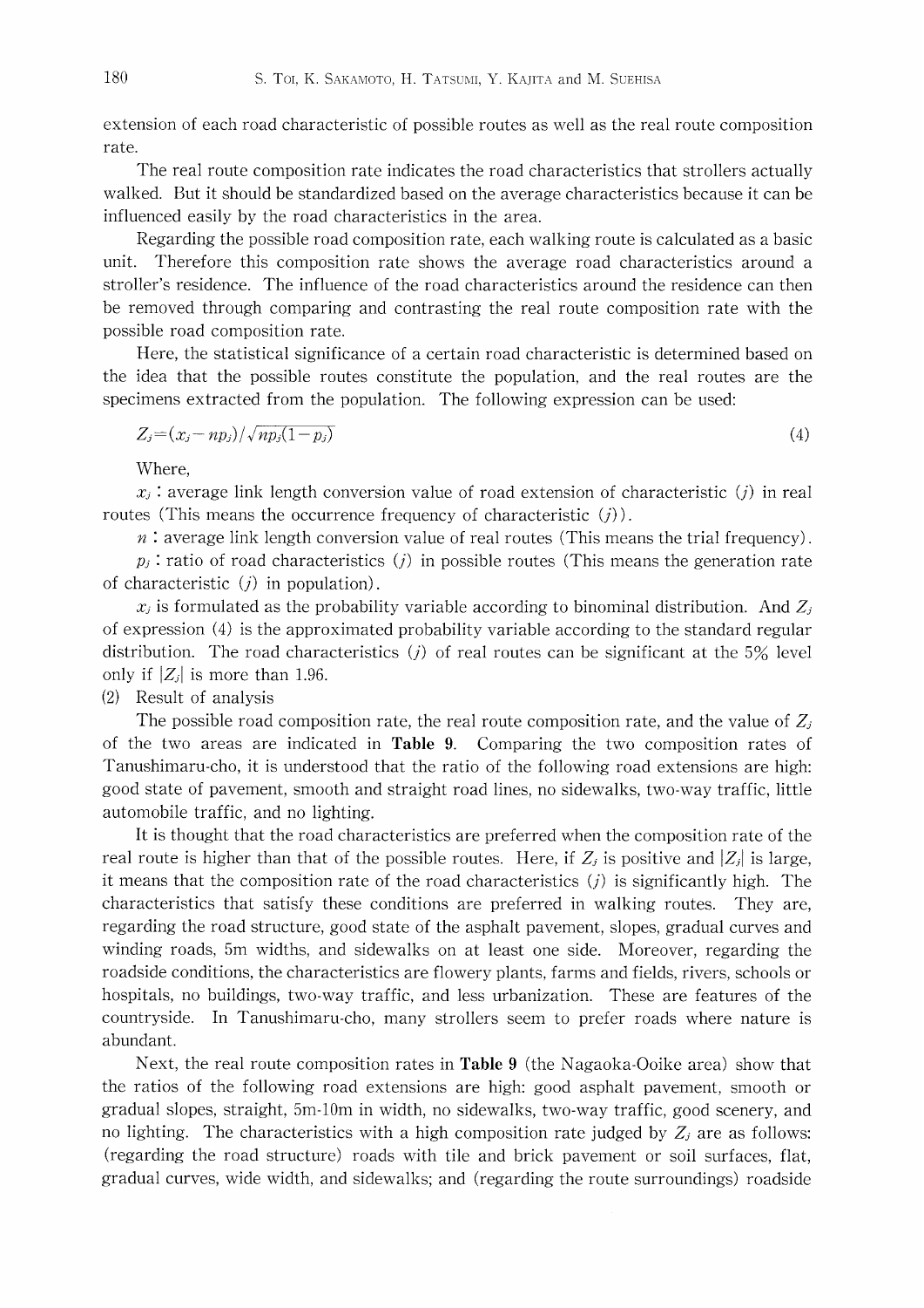extension of each road characteristic of possible routes as well as the real route composition rate.

The real route composition rate indicates the road characteristics that strollers actually walked. But it should be standardized based on the average characteristics because it can be influenced easily by the road characteristics in the area.

Regarding the possible road composition rate, each walking route is calculated as a basic unit. Therefore this composition rate shows the average road characteristics around a stroller's residence. The influence of the road characteristics around the residence can then be removed through comparing and contrasting the real route composition rate with the possible road composition rate.

Here, the statistical significance of a certain road characteristic is determined based on the idea that the possible routes constitute the population, and the real routes are the specimens extracted from the population. The following expression can be used:

$$Z_j = (x_j - np_j)/\sqrt{np_j(1-p_j)} \tag{4}$$

Where,

$x_j$ : average link length conversion value of road extension of characteristic ($j$) in real routes (This means the occurrence frequency of characteristic ($j$)).

$n$ : average link length conversion value of real routes (This means the trial frequency).

$p_j$ : ratio of road characteristics ($j$) in possible routes (This means the generation rate of characteristic ($j$) in population).

$x_j$ is formulated as the probability variable according to binominal distribution. And $Z_j$ of expression (4) is the approximated probability variable according to the standard regular distribution. The road characteristics ($j$) of real routes can be significant at the 5% level only if $|Z_j|$ is more than 1.96.

(2) Result of analysis

The possible road composition rate, the real route composition rate, and the value of $Z_j$ of the two areas are indicated in **Table 9**. Comparing the two composition rates of Tanushimaru-cho, it is understood that the ratio of the following road extensions are high: good state of pavement, smooth and straight road lines, no sidewalks, two-way traffic, little automobile traffic, and no lighting.

It is thought that the road characteristics are preferred when the composition rate of the real route is higher than that of the possible routes. Here, if $Z_j$ is positive and $|Z_j|$ is large, it means that the composition rate of the road characteristics ($j$) is significantly high. The characteristics that satisfy these conditions are preferred in walking routes. They are, regarding the road structure, good state of the asphalt pavement, slopes, gradual curves and winding roads, 5m widths, and sidewalks on at least one side. Moreover, regarding the roadside conditions, the characteristics are flowery plants, farms and fields, rivers, schools or hospitals, no buildings, two-way traffic, and less urbanization. These are features of the countryside. In Tanushimaru-cho, many strollers seem to prefer roads where nature is abundant.

Next, the real route composition rates in **Table 9** (the Nagaoka-Ooike area) show that the ratios of the following road extensions are high: good asphalt pavement, smooth or gradual slopes, straight, 5m-10m in width, no sidewalks, two-way traffic, good scenery, and no lighting. The characteristics with a high composition rate judged by $Z_j$ are as follows: (regarding the road structure) roads with tile and brick pavement or soil surfaces, flat, gradual curves, wide width, and sidewalks; and (regarding the route surroundings) roadside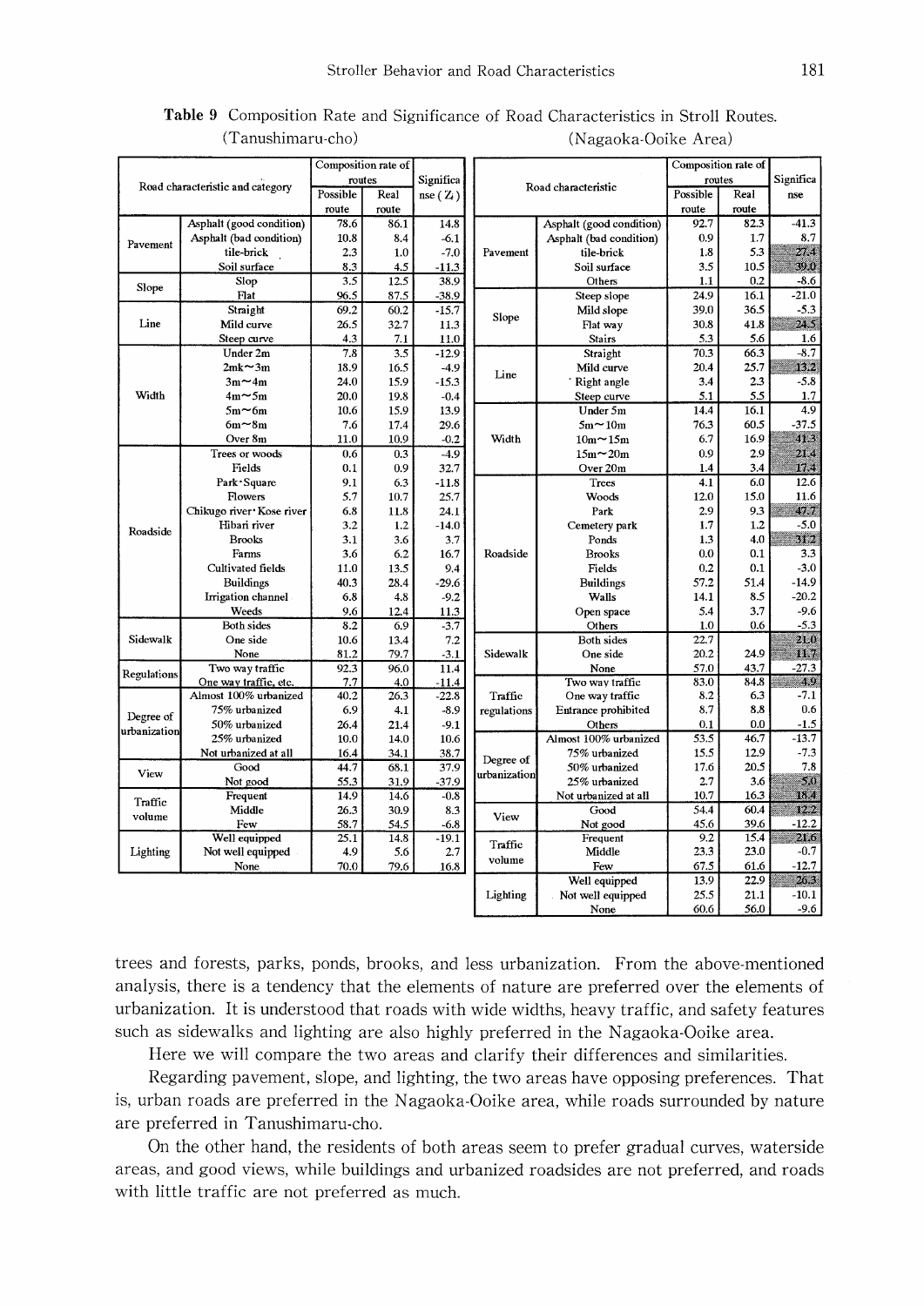**Table 9** Composition Rate and Significance of Road Characteristics in Stroll Routes.

(Tanushimaru-cho)

| Road characteristic and category | | Composition rate of routes | | Significance ($Z_i$) |
|---|---|---|---|---|
| | | Possible route | Real route | |
| Pavement | Asphalt (good condition) | 78.6 | 86.1 | 14.8 |
| | Asphalt (bad condition) | 10.8 | 8.4 | -6.1 |
| | tile-brick | 2.3 | 1.0 | -7.0 |
| | Soil surface | 8.3 | 4.5 | -11.3 |
| Slope | Slop | 3.5 | 12.5 | 38.9 |
| | Flat | 96.5 | 87.5 | -38.9 |
| Line | Straight | 69.2 | 60.2 | -15.7 |
| | Mild curve | 26.5 | 32.7 | 11.3 |
| | Steep curve | 4.3 | 7.1 | 11.0 |
| Width | Under 2m | 7.8 | 3.5 | -12.9 |
| | 2mk~3m | 18.9 | 16.5 | -4.9 |
| | 3m~4m | 24.0 | 15.9 | -15.3 |
| | 4m~5m | 20.0 | 19.8 | -0.4 |
| | 5m~6m | 10.6 | 15.9 | 13.9 |
| | 6m~8m | 7.6 | 17.4 | 29.6 |
| | Over 8m | 11.0 | 10.9 | -0.2 |
| Roadside | Trees or woods | 0.6 | 0.3 | -4.9 |
| | Fields | 0.1 | 0.9 | 32.7 |
| | Park・Square | 9.1 | 6.3 | -11.8 |
| | Flowers | 5.7 | 10.7 | 25.7 |
| | Chikugo river・Kose river | 6.8 | 11.8 | 24.1 |
| | Hibari river | 3.2 | 1.2 | -14.0 |
| | Brooks | 3.1 | 3.6 | 3.7 |
| | Farms | 3.6 | 6.2 | 16.7 |
| | Cultivated fields | 11.0 | 13.5 | 9.4 |
| | Buildings | 40.3 | 28.4 | -29.6 |
| | Irrigation channel | 6.8 | 4.8 | -9.2 |
| | Weeds | 9.6 | 12.4 | 11.3 |
| Sidewalk | Both sides | 8.2 | 6.9 | -3.7 |
| | One side | 10.6 | 13.4 | 7.2 |
| | None | 81.2 | 79.7 | -3.1 |
| Regulations | Two way traffic | 92.3 | 96.0 | 11.4 |
| | One way traffic, etc. | 7.7 | 4.0 | -11.4 |
| Degree of urbanization | Almost 100% urbanized | 40.2 | 26.3 | -22.8 |
| | 75% urbanized | 6.9 | 4.1 | -8.9 |
| | 50% urbanized | 26.4 | 21.4 | -9.1 |
| | 25% urbanized | 10.0 | 14.0 | 10.6 |
| | Not urbanized at all | 16.4 | 34.1 | 38.7 |
| View | Good | 44.7 | 68.1 | 37.9 |
| | Not good | 55.3 | 31.9 | -37.9 |
| Traffic volume | Frequent | 14.9 | 14.6 | -0.8 |
| | Middle | 26.3 | 30.9 | 8.3 |
| | Few | 58.7 | 54.5 | -6.8 |
| Lighting | Well equipped | 25.1 | 14.8 | -19.1 |
| | Not well equipped | 4.9 | 5.6 | 2.7 |
| | None | 70.0 | 79.6 | 16.8 |

(Nagaoka-Ooike Area)

| Road characteristic | | Composition rate of routes | | Significance |
|---|---|---|---|---|
| | | Possible route | Real route | |
| Pavement | Asphalt (good condition) | 92.7 | 82.3 | -41.3 |
| | Asphalt (bad condition) | 0.9 | 1.7 | 8.7 |
| | tile-brick | 1.8 | 5.3 | 27.4 |
| | Soil surface | 3.5 | 10.5 | 39.0 |
| | Others | 1.1 | 0.2 | -8.6 |
| Slope | Steep slope | 24.9 | 16.1 | -21.0 |
| | Mild slope | 39.0 | 36.5 | -5.3 |
| | Flat way | 30.8 | 41.8 | 24.5 |
| | Stairs | 5.3 | 5.6 | 1.6 |
| Line | Straight | 70.3 | 66.3 | -8.7 |
| | Mild curve | 20.4 | 25.7 | 13.2 |
| | Right angle | 3.4 | 2.3 | -5.8 |
| | Steep curve | 5.1 | 5.5 | 1.7 |
| Width | Under 5m | 14.4 | 16.1 | 4.9 |
| | 5m~10m | 76.3 | 60.5 | -37.5 |
| | 10m~15m | 6.7 | 16.9 | 41.3 |
| | 15m~20m | 0.9 | 2.9 | 21.4 |
| | Over 20m | 1.4 | 3.4 | 17.4 |
| Roadside | Trees | 4.1 | 6.0 | 12.6 |
| | Woods | 12.0 | 15.0 | 11.6 |
| | Park | 2.9 | 9.3 | 47.7 |
| | Cemetery park | 1.7 | 1.2 | -5.0 |
| | Ponds | 1.3 | 4.0 | 31.2 |
| | Brooks | 0.0 | 0.1 | 3.3 |
| | Fields | 0.2 | 0.1 | -3.0 |
| | Buildings | 57.2 | 51.4 | -14.9 |
| | Walls | 14.1 | 8.5 | -20.2 |
| | Open space | 5.4 | 3.7 | -9.6 |
| | Others | 1.0 | 0.6 | -5.3 |
| Sidewalk | Both sides | 22.7 | | 21.0 |
| | One side | 20.2 | 24.9 | 11.7 |
| | None | 57.0 | 43.7 | -27.3 |
| Traffic regulations | Two way traffic | 83.0 | 84.8 | 4.9 |
| | One way traffic | 8.2 | 6.3 | -7.1 |
| | Entrance prohibited | 8.7 | 8.8 | 0.6 |
| | Others | 0.1 | 0.0 | -1.5 |
| Degree of urbanization | Almost 100% urbanized | 53.5 | 46.7 | -13.7 |
| | 75% urbanized | 15.5 | 12.9 | -7.3 |
| | 50% urbanized | 17.6 | 20.5 | 7.8 |
| | 25% urbanized | 2.7 | 3.6 | 5.0 |
| | Not urbanized at all | 10.7 | 16.3 | 18.4 |
| View | Good | 54.4 | 60.4 | 12.2 |
| | Not good | 45.6 | 39.6 | -12.2 |
| Traffic volume | Frequent | 9.2 | 15.4 | 21.6 |
| | Middle | 23.3 | 23.0 | -0.7 |
| | Few | 67.5 | 61.6 | -12.7 |
| Lighting | Well equipped | 13.9 | 22.9 | 26.3 |
| | Not well equipped | 25.5 | 21.1 | -10.1 |
| | None | 60.6 | 56.0 | -9.6 |

trees and forests, parks, ponds, brooks, and less urbanization. From the above-mentioned analysis, there is a tendency that the elements of nature are preferred over the elements of urbanization. It is understood that roads with wide widths, heavy traffic, and safety features such as sidewalks and lighting are also highly preferred in the Nagaoka-Ooike area.

Here we will compare the two areas and clarify their differences and similarities.

Regarding pavement, slope, and lighting, the two areas have opposing preferences. That is, urban roads are preferred in the Nagaoka-Ooike area, while roads surrounded by nature are preferred in Tanushimaru-cho.

On the other hand, the residents of both areas seem to prefer gradual curves, waterside areas, and good views, while buildings and urbanized roadsides are not preferred, and roads with little traffic are not preferred as much.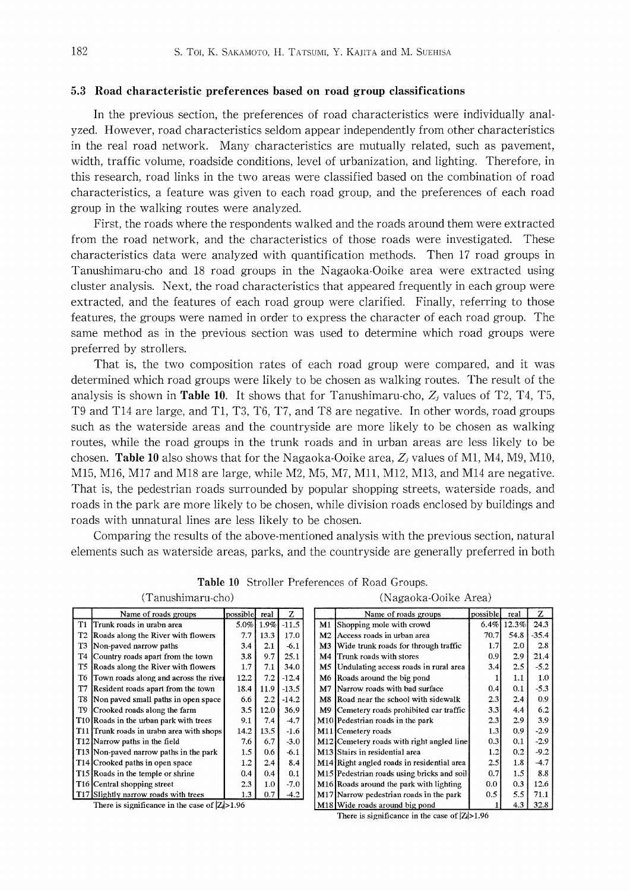### 5.3 Road characteristic preferences based on road group classifications

In the previous section, the preferences of road characteristics were individually analyzed. However, road characteristics seldom appear independently from other characteristics in the real road network. Many characteristics are mutually related, such as pavement, width, traffic volume, roadside conditions, level of urbanization, and lighting. Therefore, in this research, road links in the two areas were classified based on the combination of road characteristics, a feature was given to each road group, and the preferences of each road group in the walking routes were analyzed.

First, the roads where the respondents walked and the roads around them were extracted from the road network, and the characteristics of those roads were investigated. These characteristics data were analyzed with quantification methods. Then 17 road groups in Tanushimaru-cho and 18 road groups in the Nagaoka-Ooike area were extracted using cluster analysis. Next, the road characteristics that appeared frequently in each group were extracted, and the features of each road group were clarified. Finally, referring to those features, the groups were named in order to express the character of each road group. The same method as in the previous section was used to determine which road groups were preferred by strollers.

That is, the two composition rates of each road group were compared, and it was determined which road groups were likely to be chosen as walking routes. The result of the analysis is shown in **Table 10**. It shows that for Tanushimaru-cho, $Z_j$ values of T2, T4, T5, T9 and T14 are large, and T1, T3, T6, T7, and T8 are negative. In other words, road groups such as the waterside areas and the countryside are more likely to be chosen as walking routes, while the road groups in the trunk roads and in urban areas are less likely to be chosen. **Table 10** also shows that for the Nagaoka-Ooike area, $Z_j$ values of M1, M4, M9, M10, M15, M16, M17 and M18 are large, while M2, M5, M7, M11, M12, M13, and M14 are negative. That is, the pedestrian roads surrounded by popular shopping streets, waterside roads, and roads in the park are more likely to be chosen, while division roads enclosed by buildings and roads with unnatural lines are less likely to be chosen.

Comparing the results of the above-mentioned analysis with the previous section, natural elements such as waterside areas, parks, and the countryside are generally preferred in both

**Table 10** Stroller Preferences of Road Groups.

(Tanushimaru-cho)

| | Name of roads groups | possible | real | Z |
|---|---|---|---|---|
| T1 | Trunk roads in urabn area | 5.0% | 1.9% | -11.5 |
| T2 | Roads along the River with flowers | 7.7 | 13.3 | 17.0 |
| T3 | Non-paved narrow paths | 3.4 | 2.1 | -6.1 |
| T4 | Country roads apart from the town | 3.8 | 9.7 | 25.1 |
| T5 | Roads along the River with flowers | 1.7 | 7.1 | 34.0 |
| T6 | Town roads along and across the rive | 12.2 | 7.2 | -12.4 |
| T7 | Resident roads apart from the town | 18.4 | 11.9 | -13.5 |
| T8 | Non paved small paths in open space | 6.6 | 2.2 | -14.2 |
| T9 | Crooked roads along the farm | 3.5 | 12.0 | 36.9 |
| T10 | Roads in the urban park with trees | 9.1 | 7.4 | -4.7 |
| T11 | Trunk roads in urabn area with shops | 14.2 | 13.5 | -1.6 |
| T12 | Narrow paths in the field | 7.6 | 6.7 | -3.0 |
| T13 | Non-paved narrow paths in the park | 1.5 | 0.6 | -6.1 |
| T14 | Crooked paths in open space | 1.2 | 2.4 | 8.4 |
| T15 | Roads in the temple or shrine | 0.4 | 0.4 | 0.1 |
| T16 | Central shopping street | 2.3 | 1.0 | -7.0 |
| T17 | Slightly narrow roads with trees | 1.3 | 0.7 | -4.2 |

There is significance in the case of $|Z_j|>1.96$

(Nagaoka-Ooike Area)

| | Name of roads groups | possible | real | Z |
|---|---|---|---|---|
| M1 | Shopping mole with crowd | 6.4% | 12.3% | 24.3 |
| M2 | Access roads in urban area | 70.7 | 54.8 | -35.4 |
| M3 | Wide trunk roads for through traffic | 1.7 | 2.0 | 2.8 |
| M4 | Trunk roads with stores | 0.9 | 2.9 | 21.4 |
| M5 | Undulating access roads in rural area | 3.4 | 2.5 | -5.2 |
| M6 | Roads around the big pond | 1 | 1.1 | 1.0 |
| M7 | Narrow roads with bad surface | 0.4 | 0.1 | -5.3 |
| M8 | Road near the school with sidewalk | 2.3 | 2.4 | 0.9 |
| M9 | Cemetery roads prohibited car traffic | 3.3 | 4.4 | 6.2 |
| M10 | Pedestrian roads in the park | 2.3 | 2.9 | 3.9 |
| M11 | Cemetery roads | 1.3 | 0.9 | -2.9 |
| M12 | Cemetery roads with right angled line | 0.3 | 0.1 | -2.9 |
| M13 | Stairs in residential area | 1.2 | 0.2 | -9.2 |
| M14 | Right angled roads in residential area | 2.5 | 1.8 | -4.7 |
| M15 | Pedestrian roads using bricks and soil | 0.7 | 1.5 | 8.8 |
| M16 | Roads around the park with lighting | 0.0 | 0.3 | 12.6 |
| M17 | Narrow pedestrian roads in the park | 0.5 | 5.5 | 71.1 |
| M18 | Wide roads around big pond | 1 | 4.3 | 32.8 |

There is significance in the case of $|Z_j|>1.96$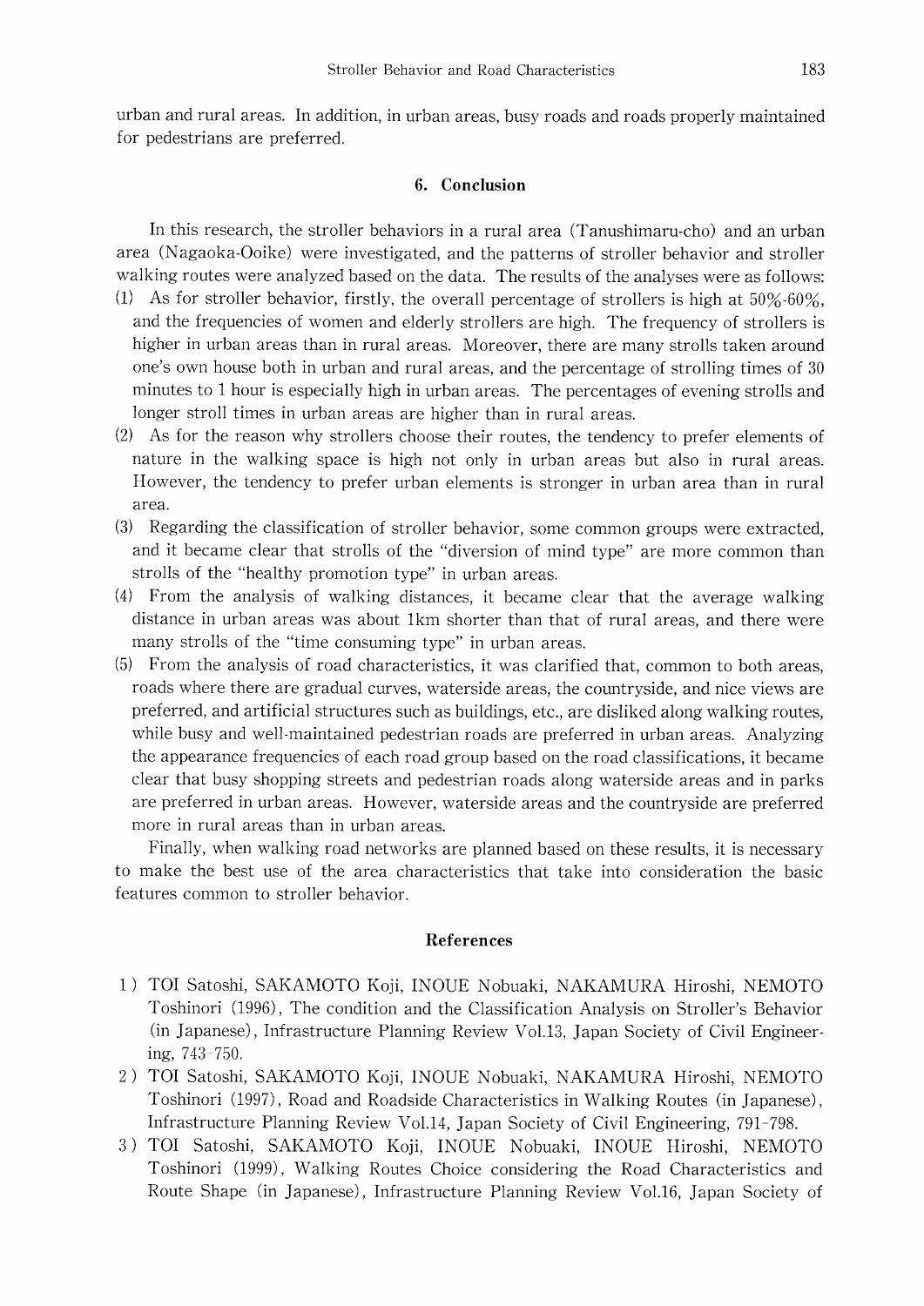urban and rural areas. In addition, in urban areas, busy roads and roads properly maintained for pedestrians are preferred.

## 6. Conclusion

In this research, the stroller behaviors in a rural area (Tanushimaru-cho) and an urban area (Nagaoka-Ooike) were investigated, and the patterns of stroller behavior and stroller walking routes were analyzed based on the data. The results of the analyses were as follows:

(1) As for stroller behavior, firstly, the overall percentage of strollers is high at 50%-60%, and the frequencies of women and elderly strollers are high. The frequency of strollers is higher in urban areas than in rural areas. Moreover, there are many strolls taken around one's own house both in urban and rural areas, and the percentage of strolling times of 30 minutes to 1 hour is especially high in urban areas. The percentages of evening strolls and longer stroll times in urban areas are higher than in rural areas.

(2) As for the reason why strollers choose their routes, the tendency to prefer elements of nature in the walking space is high not only in urban areas but also in rural areas. However, the tendency to prefer urban elements is stronger in urban area than in rural area.

(3) Regarding the classification of stroller behavior, some common groups were extracted, and it became clear that strolls of the "diversion of mind type" are more common than strolls of the "healthy promotion type" in urban areas.

(4) From the analysis of walking distances, it became clear that the average walking distance in urban areas was about 1km shorter than that of rural areas, and there were many strolls of the "time consuming type" in urban areas.

(5) From the analysis of road characteristics, it was clarified that, common to both areas, roads where there are gradual curves, waterside areas, the countryside, and nice views are preferred, and artificial structures such as buildings, etc., are disliked along walking routes, while busy and well-maintained pedestrian roads are preferred in urban areas. Analyzing the appearance frequencies of each road group based on the road classifications, it became clear that busy shopping streets and pedestrian roads along waterside areas and in parks are preferred in urban areas. However, waterside areas and the countryside are preferred more in rural areas than in urban areas.

Finally, when walking road networks are planned based on these results, it is necessary to make the best use of the area characteristics that take into consideration the basic features common to stroller behavior.

## References

1) TOI Satoshi, SAKAMOTO Koji, INOUE Nobuaki, NAKAMURA Hiroshi, NEMOTO Toshinori (1996), The condition and the Classification Analysis on Stroller's Behavior (in Japanese), Infrastructure Planning Review Vol.13, Japan Society of Civil Engineering, 743-750.

2) TOI Satoshi, SAKAMOTO Koji, INOUE Nobuaki, NAKAMURA Hiroshi, NEMOTO Toshinori (1997), Road and Roadside Characteristics in Walking Routes (in Japanese), Infrastructure Planning Review Vol.14, Japan Society of Civil Engineering, 791-798.

3) TOI Satoshi, SAKAMOTO Koji, INOUE Nobuaki, INOUE Hiroshi, NEMOTO Toshinori (1999), Walking Routes Choice considering the Road Characteristics and Route Shape (in Japanese), Infrastructure Planning Review Vol.16, Japan Society of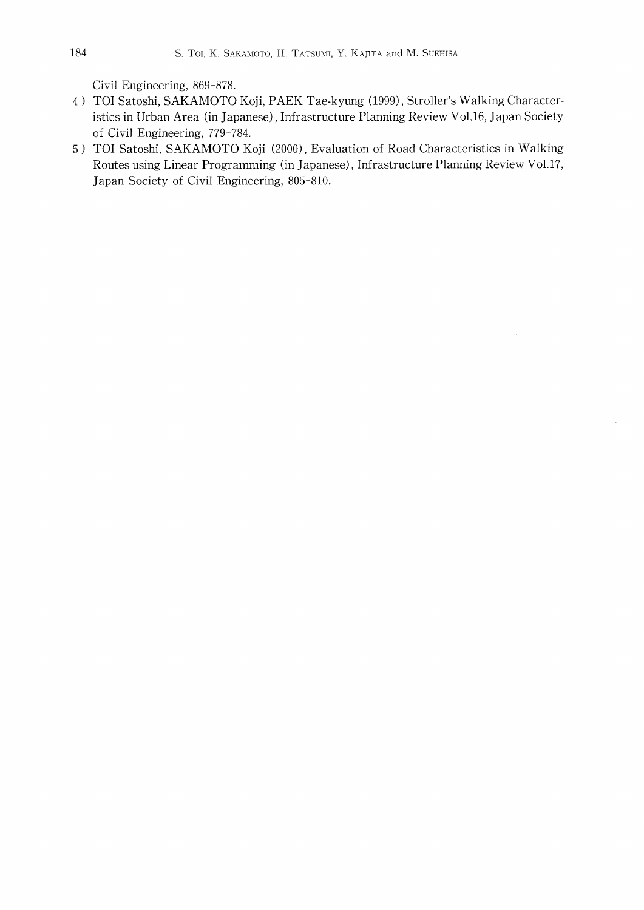Civil Engineering, 869–878.

4) TOI Satoshi, SAKAMOTO Koji, PAEK Tae-kyung (1999), Stroller's Walking Characteristics in Urban Area (in Japanese), Infrastructure Planning Review Vol.16, Japan Society of Civil Engineering, 779–784.

5) TOI Satoshi, SAKAMOTO Koji (2000), Evaluation of Road Characteristics in Walking Routes using Linear Programming (in Japanese), Infrastructure Planning Review Vol.17, Japan Society of Civil Engineering, 805–810.